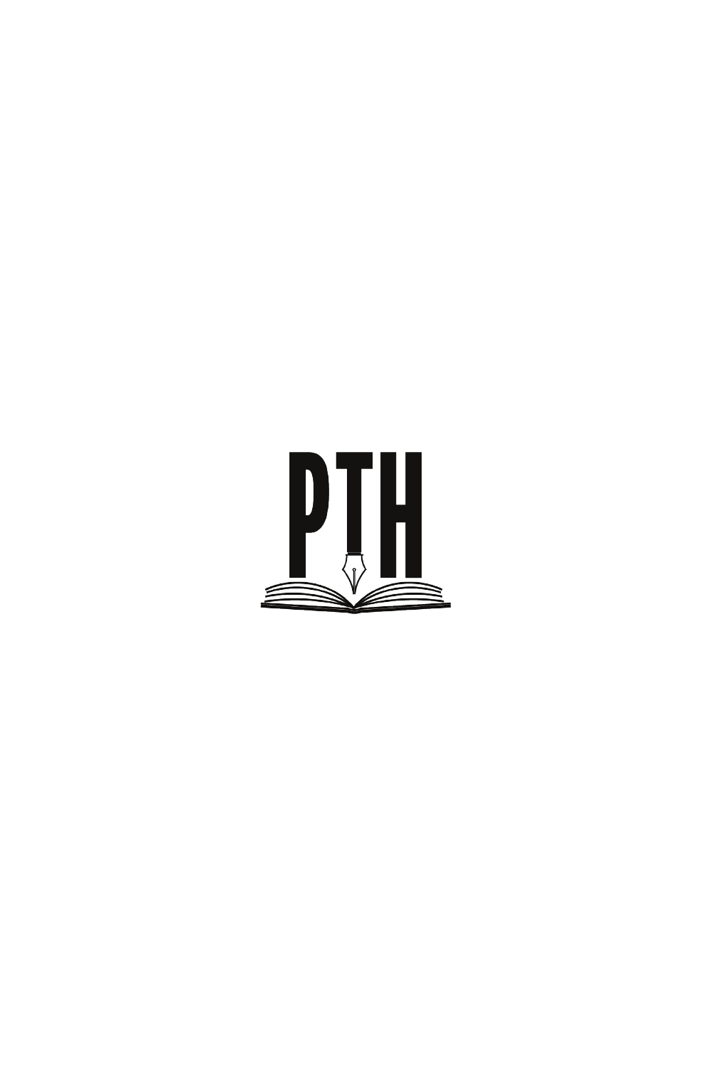PTH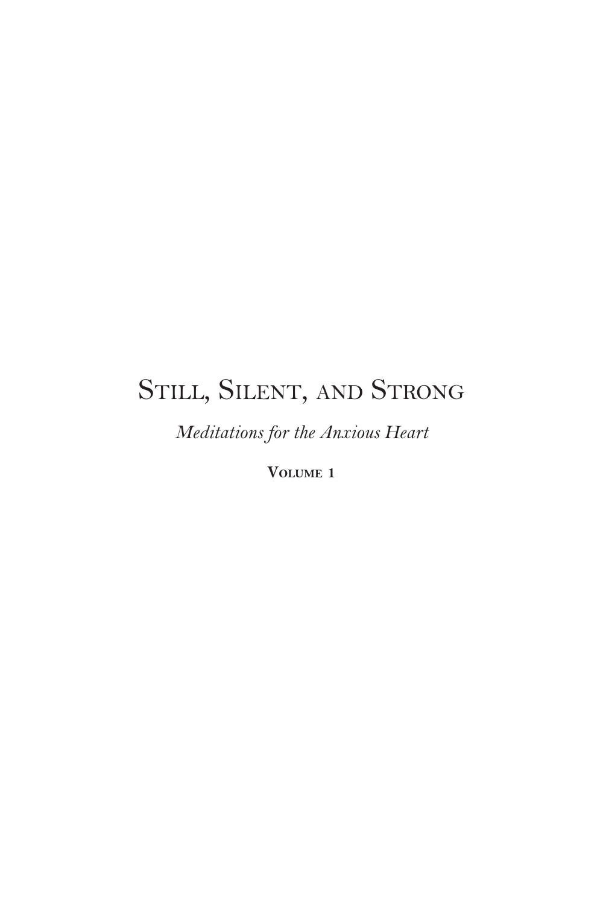# Still, Silent, and Strong

*Meditations for the Anxious Heart*

**Volume 1**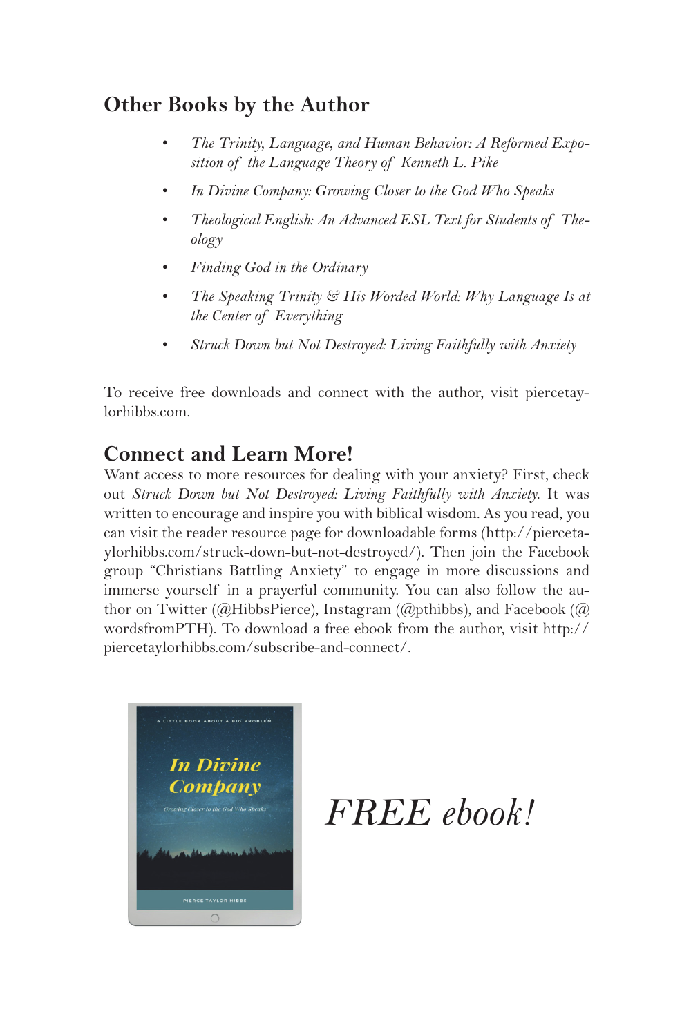## Other Books by the Author

- *The Trinity, Language, and Human Behavior: A Reformed Exposition of the Language Theory of Kenneth L. Pike*
- *In Divine Company: Growing Closer to the God Who Speaks*
- *Theological English: An Advanced ESL Text for Students of Theology*
- *Finding God in the Ordinary*
- *The Speaking Trinity & His Worded World: Why Language Is at the Center of Everything*
- *Struck Down but Not Destroyed: Living Faithfully with Anxiety*

To receive free downloads and connect with the author, visit piercetaylorhibbs.com.

## Connect and Learn More!

Want access to more resources for dealing with your anxiety? First, check out *Struck Down but Not Destroyed: Living Faithfully with Anxiety*. It was written to encourage and inspire you with biblical wisdom. As you read, you can visit the reader resource page for downloadable forms (http://piercetaylorhibbs.com/struck-down-but-not-destroyed/). Then join the Facebook group "Christians Battling Anxiety" to engage in more discussions and immerse yourself in a prayerful community. You can also follow the author on Twitter (@HibbsPierce), Instagram (@pthibbs), and Facebook (@wordsfromPTH). To download a free ebook from the author, visit http://piercetaylorhibbs.com/subscribe-and-connect/.

*FREE ebook!*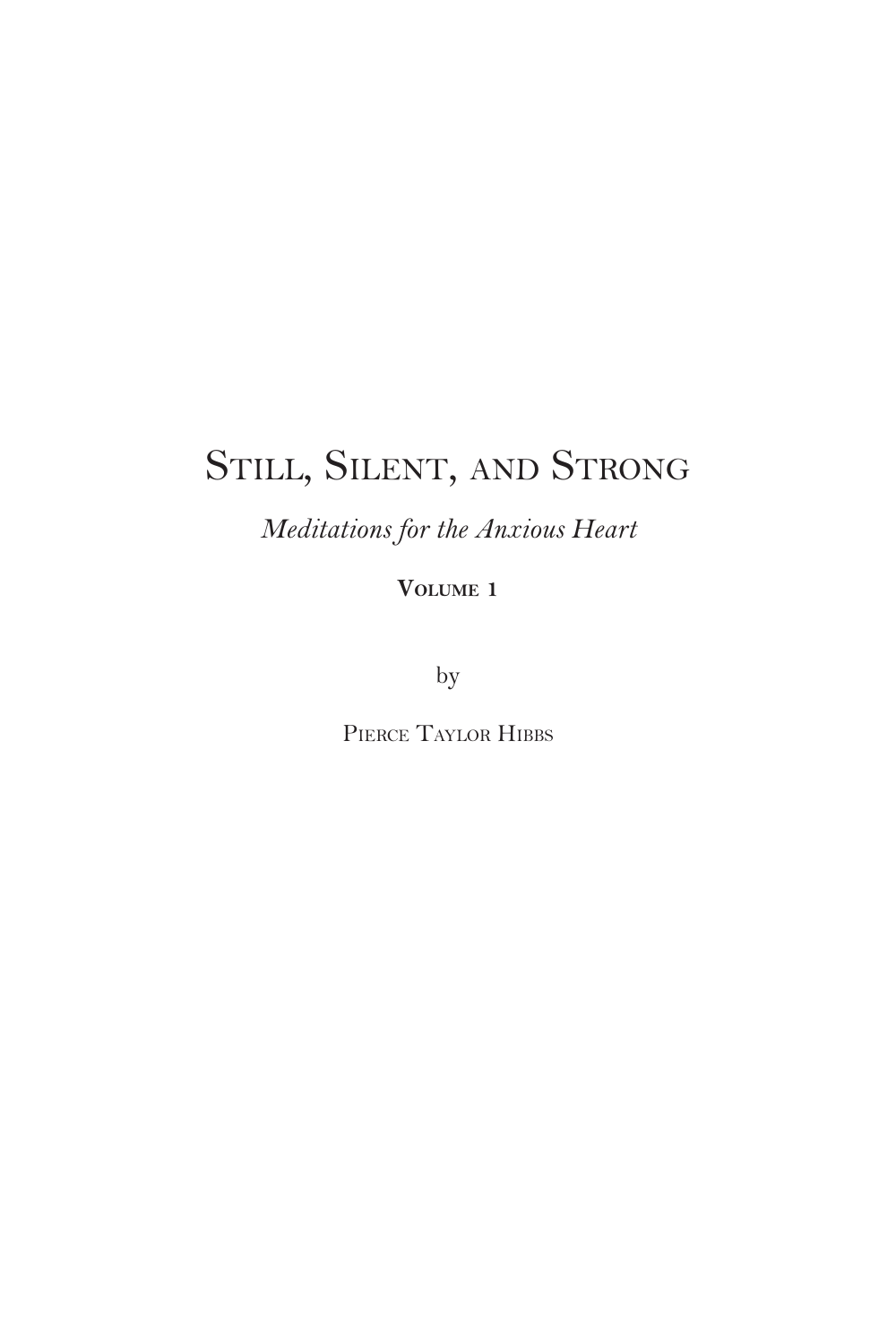# Still, Silent, and Strong

*Meditations for the Anxious Heart*

**Volume 1**

by

Pierce Taylor Hibbs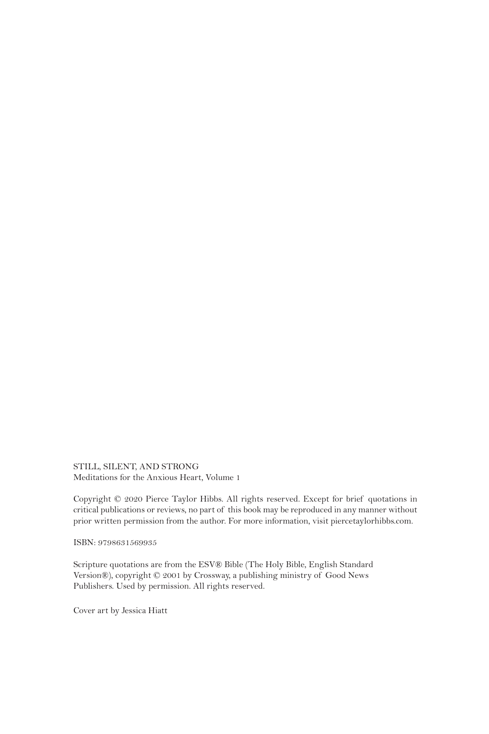STILL, SILENT, AND STRONG
Meditations for the Anxious Heart, Volume 1

Copyright © 2020 Pierce Taylor Hibbs. All rights reserved. Except for brief quotations in critical publications or reviews, no part of this book may be reproduced in any manner without prior written permission from the author. For more information, visit piercetaylorhibbs.com.

ISBN: 9798631569935

Scripture quotations are from the ESV® Bible (The Holy Bible, English Standard Version®), copyright © 2001 by Crossway, a publishing ministry of Good News Publishers. Used by permission. All rights reserved.

Cover art by Jessica Hiatt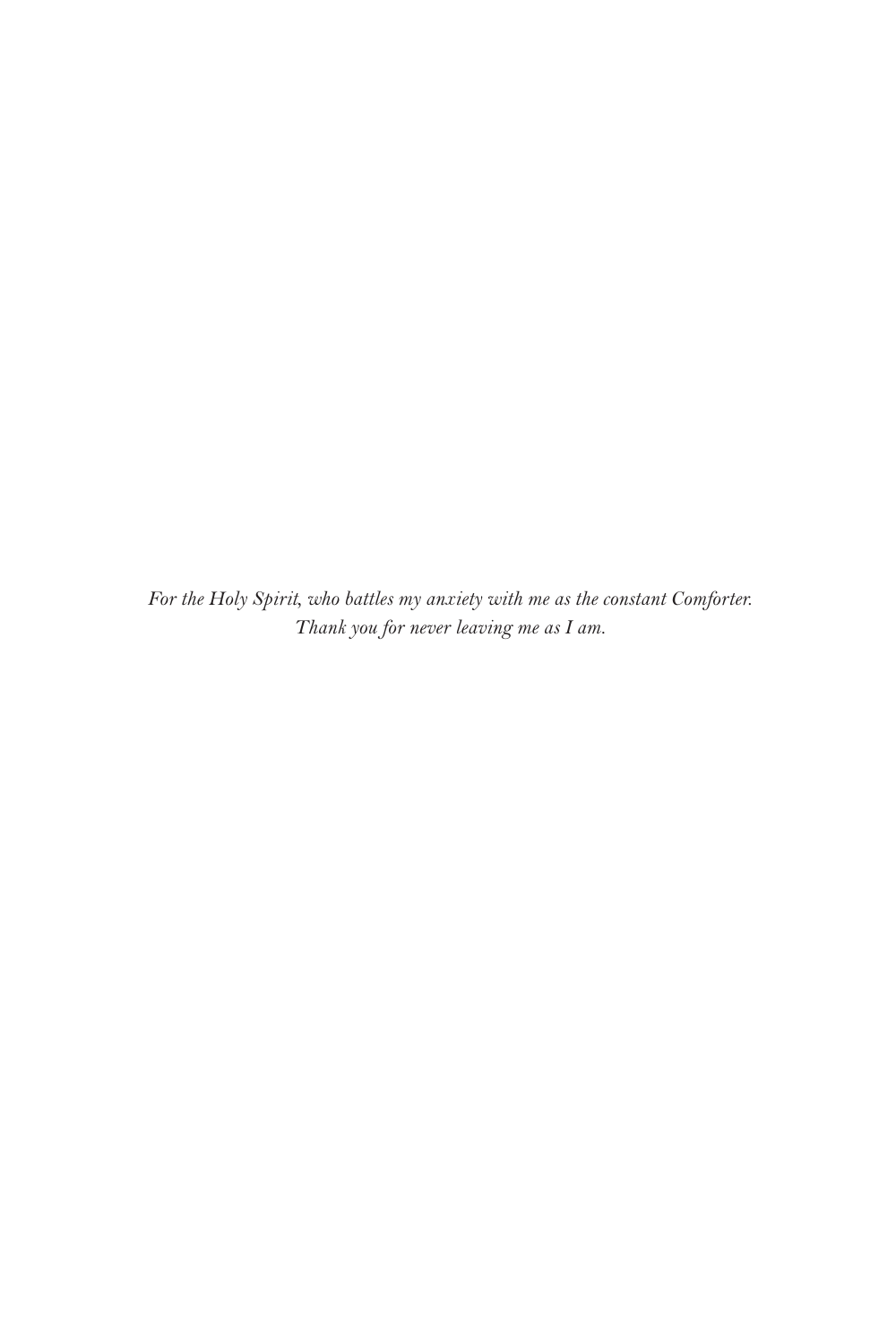*For the Holy Spirit, who battles my anxiety with me as the constant Comforter.*
*Thank you for never leaving me as I am.*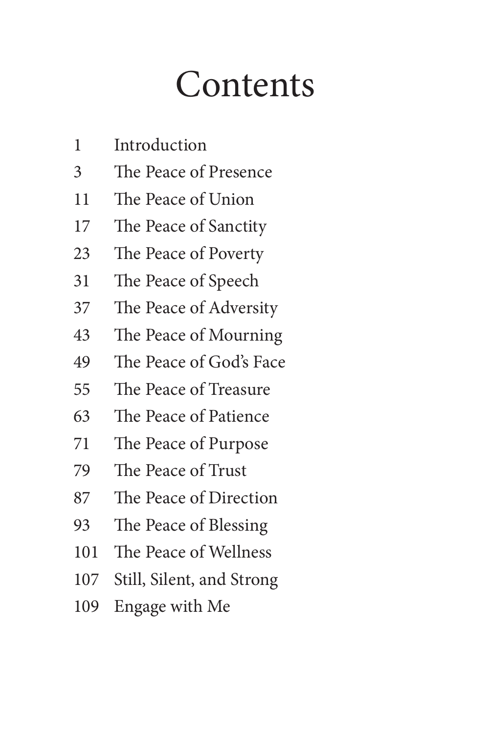# Contents

| | |
|---|---|
| 1 | Introduction |
| 3 | The Peace of Presence |
| 11 | The Peace of Union |
| 17 | The Peace of Sanctity |
| 23 | The Peace of Poverty |
| 31 | The Peace of Speech |
| 37 | The Peace of Adversity |
| 43 | The Peace of Mourning |
| 49 | The Peace of God's Face |
| 55 | The Peace of Treasure |
| 63 | The Peace of Patience |
| 71 | The Peace of Purpose |
| 79 | The Peace of Trust |
| 87 | The Peace of Direction |
| 93 | The Peace of Blessing |
| 101 | The Peace of Wellness |
| 107 | Still, Silent, and Strong |
| 109 | Engage with Me |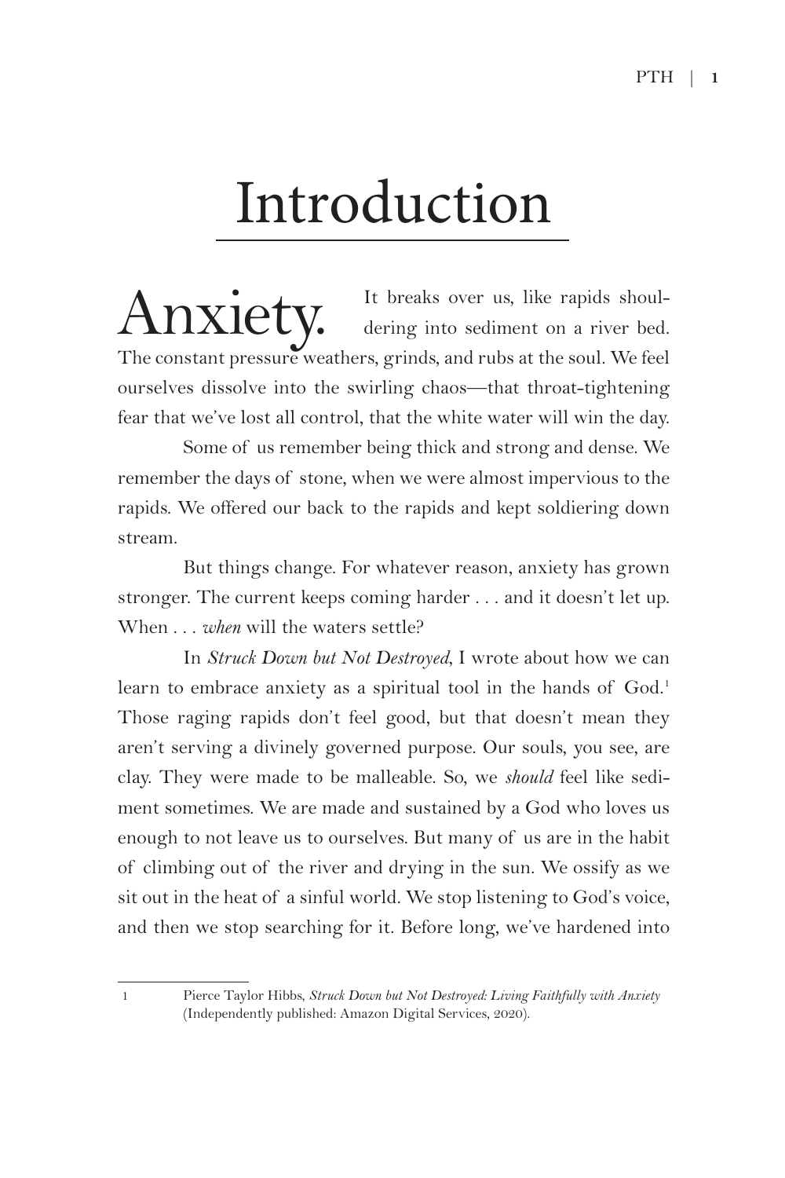# Introduction

Anxiety. It breaks over us, like rapids shouldering into sediment on a river bed. The constant pressure weathers, grinds, and rubs at the soul. We feel ourselves dissolve into the swirling chaos—that throat-tightening fear that we've lost all control, that the white water will win the day.

Some of us remember being thick and strong and dense. We remember the days of stone, when we were almost impervious to the rapids. We offered our back to the rapids and kept soldiering down stream.

But things change. For whatever reason, anxiety has grown stronger. The current keeps coming harder . . . and it doesn't let up. When . . . *when* will the waters settle?

In *Struck Down but Not Destroyed*, I wrote about how we can learn to embrace anxiety as a spiritual tool in the hands of God.[1] Those raging rapids don't feel good, but that doesn't mean they aren't serving a divinely governed purpose. Our souls, you see, are clay. They were made to be malleable. So, we *should* feel like sediment sometimes. We are made and sustained by a God who loves us enough to not leave us to ourselves. But many of us are in the habit of climbing out of the river and drying in the sun. We ossify as we sit out in the heat of a sinful world. We stop listening to God's voice, and then we stop searching for it. Before long, we've hardened into

---

[1] Pierce Taylor Hibbs, *Struck Down but Not Destroyed: Living Faithfully with Anxiety* (Independently published: Amazon Digital Services, 2020).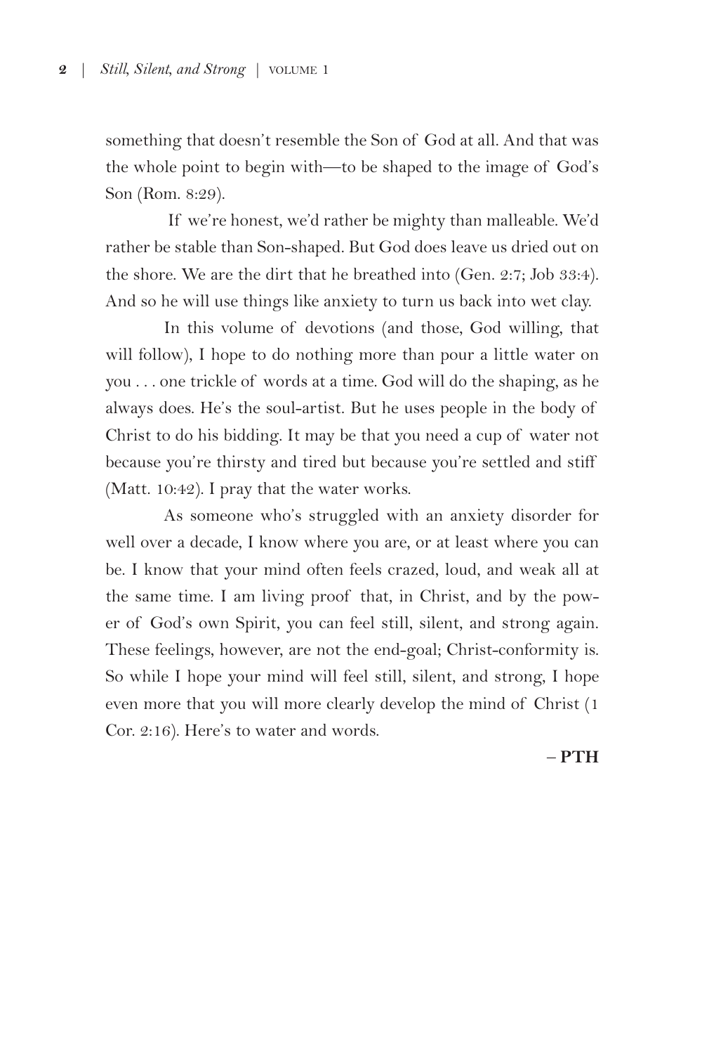something that doesn't resemble the Son of God at all. And that was the whole point to begin with—to be shaped to the image of God's Son (Rom. 8:29).

If we're honest, we'd rather be mighty than malleable. We'd rather be stable than Son-shaped. But God does leave us dried out on the shore. We are the dirt that he breathed into (Gen. 2:7; Job 33:4). And so he will use things like anxiety to turn us back into wet clay.

In this volume of devotions (and those, God willing, that will follow), I hope to do nothing more than pour a little water on you . . . one trickle of words at a time. God will do the shaping, as he always does. He's the soul-artist. But he uses people in the body of Christ to do his bidding. It may be that you need a cup of water not because you're thirsty and tired but because you're settled and stiff (Matt. 10:42). I pray that the water works.

As someone who's struggled with an anxiety disorder for well over a decade, I know where you are, or at least where you can be. I know that your mind often feels crazed, loud, and weak all at the same time. I am living proof that, in Christ, and by the power of God's own Spirit, you can feel still, silent, and strong again. These feelings, however, are not the end-goal; Christ-conformity is. So while I hope your mind will feel still, silent, and strong, I hope even more that you will more clearly develop the mind of Christ (1 Cor. 2:16). Here's to water and words.

– **PTH**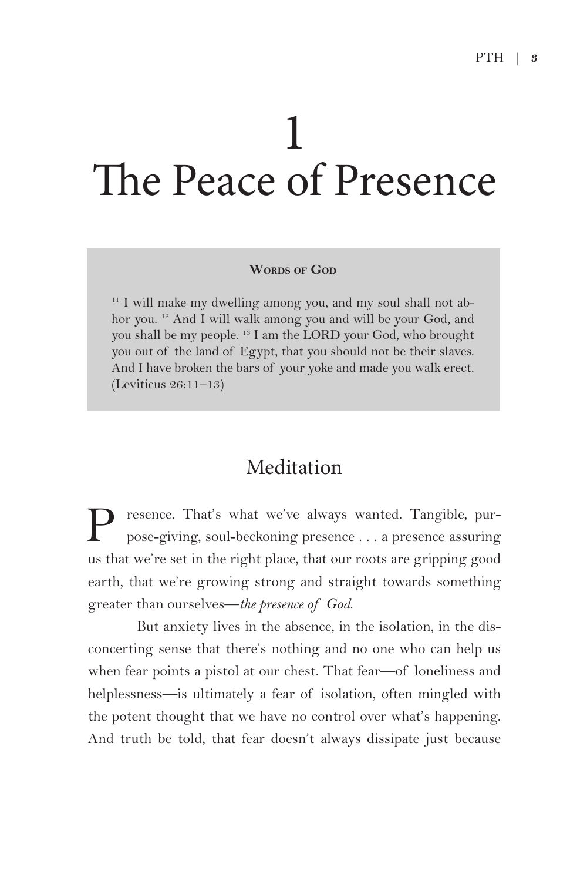# 1
# The Peace of Presence

**Words of God**

[11] I will make my dwelling among you, and my soul shall not abhor you. [12] And I will walk among you and will be your God, and you shall be my people. [13] I am the LORD your God, who brought you out of the land of Egypt, that you should not be their slaves. And I have broken the bars of your yoke and made you walk erect. (Leviticus 26:11–13)

## Meditation

Presence. That's what we've always wanted. Tangible, purpose-giving, soul-beckoning presence . . . a presence assuring us that we're set in the right place, that our roots are gripping good earth, that we're growing strong and straight towards something greater than ourselves—*the presence of God.*

But anxiety lives in the absence, in the isolation, in the disconcerting sense that there's nothing and no one who can help us when fear points a pistol at our chest. That fear—of loneliness and helplessness—is ultimately a fear of isolation, often mingled with the potent thought that we have no control over what's happening. And truth be told, that fear doesn't always dissipate just because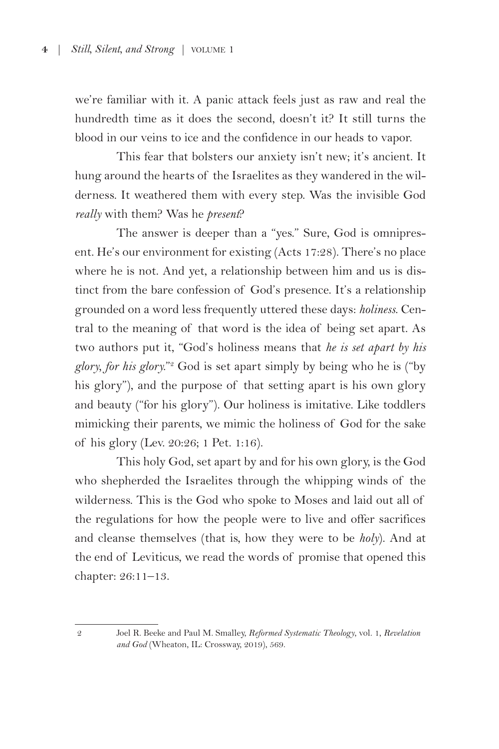we're familiar with it. A panic attack feels just as raw and real the hundredth time as it does the second, doesn't it? It still turns the blood in our veins to ice and the confidence in our heads to vapor.

This fear that bolsters our anxiety isn't new; it's ancient. It hung around the hearts of the Israelites as they wandered in the wilderness. It weathered them with every step. Was the invisible God *really* with them? Was he *present*?

The answer is deeper than a "yes." Sure, God is omnipresent. He's our environment for existing (Acts 17:28). There's no place where he is not. And yet, a relationship between him and us is distinct from the bare confession of God's presence. It's a relationship grounded on a word less frequently uttered these days: *holiness*. Central to the meaning of that word is the idea of being set apart. As two authors put it, "God's holiness means that *he is set apart by his glory, for his glory*."[2] God is set apart simply by being who he is ("by his glory"), and the purpose of that setting apart is his own glory and beauty ("for his glory"). Our holiness is imitative. Like toddlers mimicking their parents, we mimic the holiness of God for the sake of his glory (Lev. 20:26; 1 Pet. 1:16).

This holy God, set apart by and for his own glory, is the God who shepherded the Israelites through the whipping winds of the wilderness. This is the God who spoke to Moses and laid out all of the regulations for how the people were to live and offer sacrifices and cleanse themselves (that is, how they were to be *holy*). And at the end of Leviticus, we read the words of promise that opened this chapter: 26:11–13.

---

[2] Joel R. Beeke and Paul M. Smalley, *Reformed Systematic Theology*, vol. 1, *Revelation and God* (Wheaton, IL: Crossway, 2019), 569.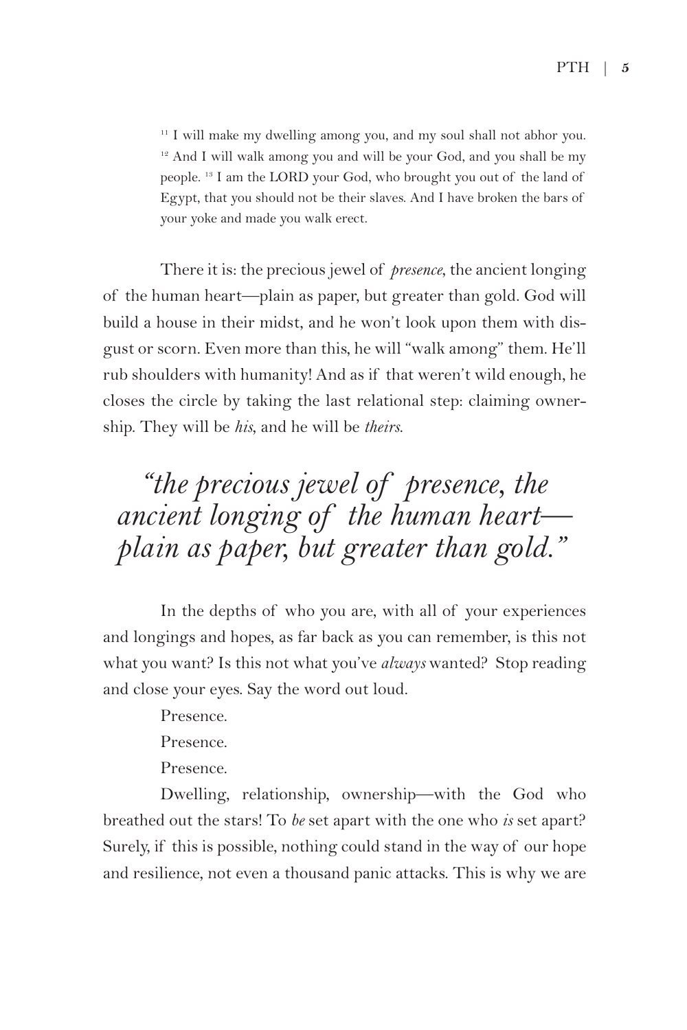> [11] I will make my dwelling among you, and my soul shall not abhor you. [12] And I will walk among you and will be your God, and you shall be my people. [13] I am the LORD your God, who brought you out of the land of Egypt, that you should not be their slaves. And I have broken the bars of your yoke and made you walk erect.

There it is: the precious jewel of *presence*, the ancient longing of the human heart—plain as paper, but greater than gold. God will build a house in their midst, and he won't look upon them with disgust or scorn. Even more than this, he will "walk among" them. He'll rub shoulders with humanity! And as if that weren't wild enough, he closes the circle by taking the last relational step: claiming ownership. They will be *his*, and he will be *theirs*.

> *"the precious jewel of presence, the ancient longing of the human heart—plain as paper, but greater than gold."*

In the depths of who you are, with all of your experiences and longings and hopes, as far back as you can remember, is this not what you want? Is this not what you've *always* wanted? Stop reading and close your eyes. Say the word out loud.

Presence.

Presence.

Presence.

Dwelling, relationship, ownership—with the God who breathed out the stars! To *be* set apart with the one who *is* set apart? Surely, if this is possible, nothing could stand in the way of our hope and resilience, not even a thousand panic attacks. This is why we are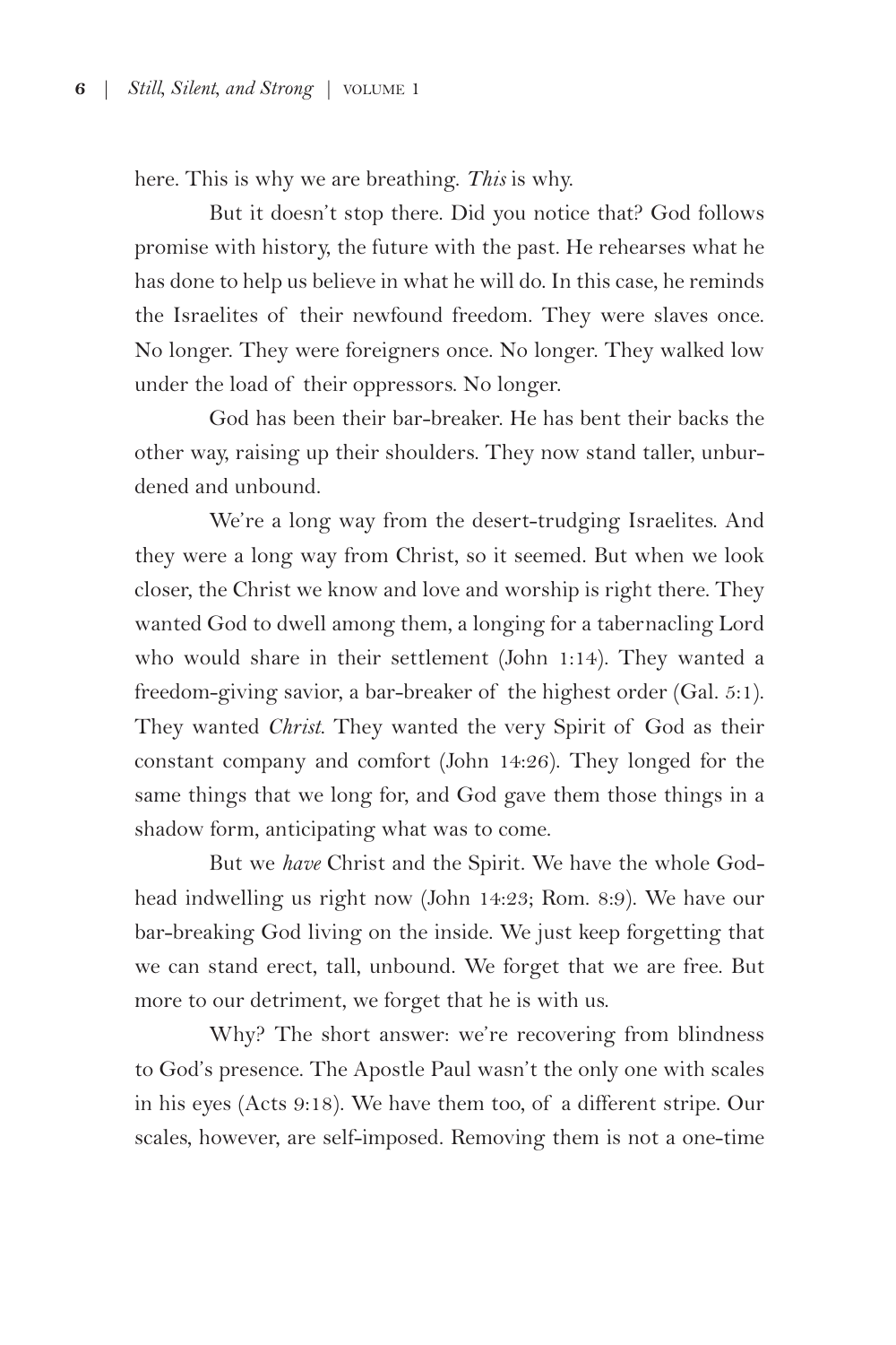here. This is why we are breathing. *This* is why.

But it doesn't stop there. Did you notice that? God follows promise with history, the future with the past. He rehearses what he has done to help us believe in what he will do. In this case, he reminds the Israelites of their newfound freedom. They were slaves once. No longer. They were foreigners once. No longer. They walked low under the load of their oppressors. No longer.

God has been their bar-breaker. He has bent their backs the other way, raising up their shoulders. They now stand taller, unburdened and unbound.

We're a long way from the desert-trudging Israelites. And they were a long way from Christ, so it seemed. But when we look closer, the Christ we know and love and worship is right there. They wanted God to dwell among them, a longing for a tabernacling Lord who would share in their settlement (John 1:14). They wanted a freedom-giving savior, a bar-breaker of the highest order (Gal. 5:1). They wanted *Christ.* They wanted the very Spirit of God as their constant company and comfort (John 14:26). They longed for the same things that we long for, and God gave them those things in a shadow form, anticipating what was to come.

But we *have* Christ and the Spirit. We have the whole Godhead indwelling us right now (John 14:23; Rom. 8:9). We have our bar-breaking God living on the inside. We just keep forgetting that we can stand erect, tall, unbound. We forget that we are free. But more to our detriment, we forget that he is with us.

Why? The short answer: we're recovering from blindness to God's presence. The Apostle Paul wasn't the only one with scales in his eyes (Acts 9:18). We have them too, of a different stripe. Our scales, however, are self-imposed. Removing them is not a one-time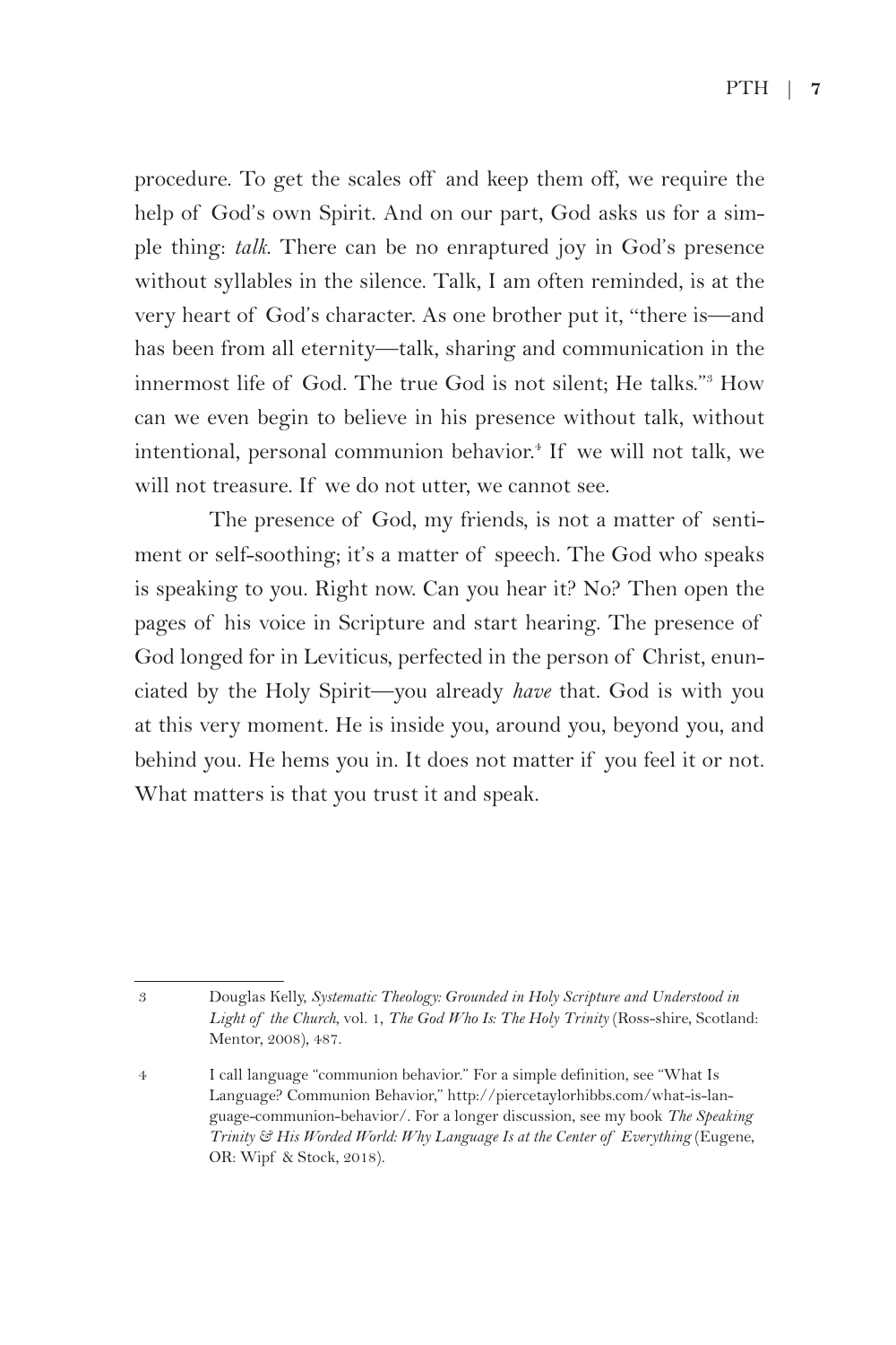procedure. To get the scales off and keep them off, we require the help of God's own Spirit. And on our part, God asks us for a simple thing: *talk*. There can be no enraptured joy in God's presence without syllables in the silence. Talk, I am often reminded, is at the very heart of God's character. As one brother put it, "there is—and has been from all eternity—talk, sharing and communication in the innermost life of God. The true God is not silent; He talks."[3] How can we even begin to believe in his presence without talk, without intentional, personal communion behavior.[4] If we will not talk, we will not treasure. If we do not utter, we cannot see.

The presence of God, my friends, is not a matter of sentiment or self-soothing; it's a matter of speech. The God who speaks is speaking to you. Right now. Can you hear it? No? Then open the pages of his voice in Scripture and start hearing. The presence of God longed for in Leviticus, perfected in the person of Christ, enunciated by the Holy Spirit—you already *have* that. God is with you at this very moment. He is inside you, around you, beyond you, and behind you. He hems you in. It does not matter if you feel it or not. What matters is that you trust it and speak.

---

3 Douglas Kelly, *Systematic Theology: Grounded in Holy Scripture and Understood in Light of the Church*, vol. 1, *The God Who Is: The Holy Trinity* (Ross-shire, Scotland: Mentor, 2008), 487.

4 I call language "communion behavior." For a simple definition, see "What Is Language? Communion Behavior," http://piercetaylorhibbs.com/what-is-language-communion-behavior/. For a longer discussion, see my book *The Speaking Trinity & His Worded World: Why Language Is at the Center of Everything* (Eugene, OR: Wipf & Stock, 2018).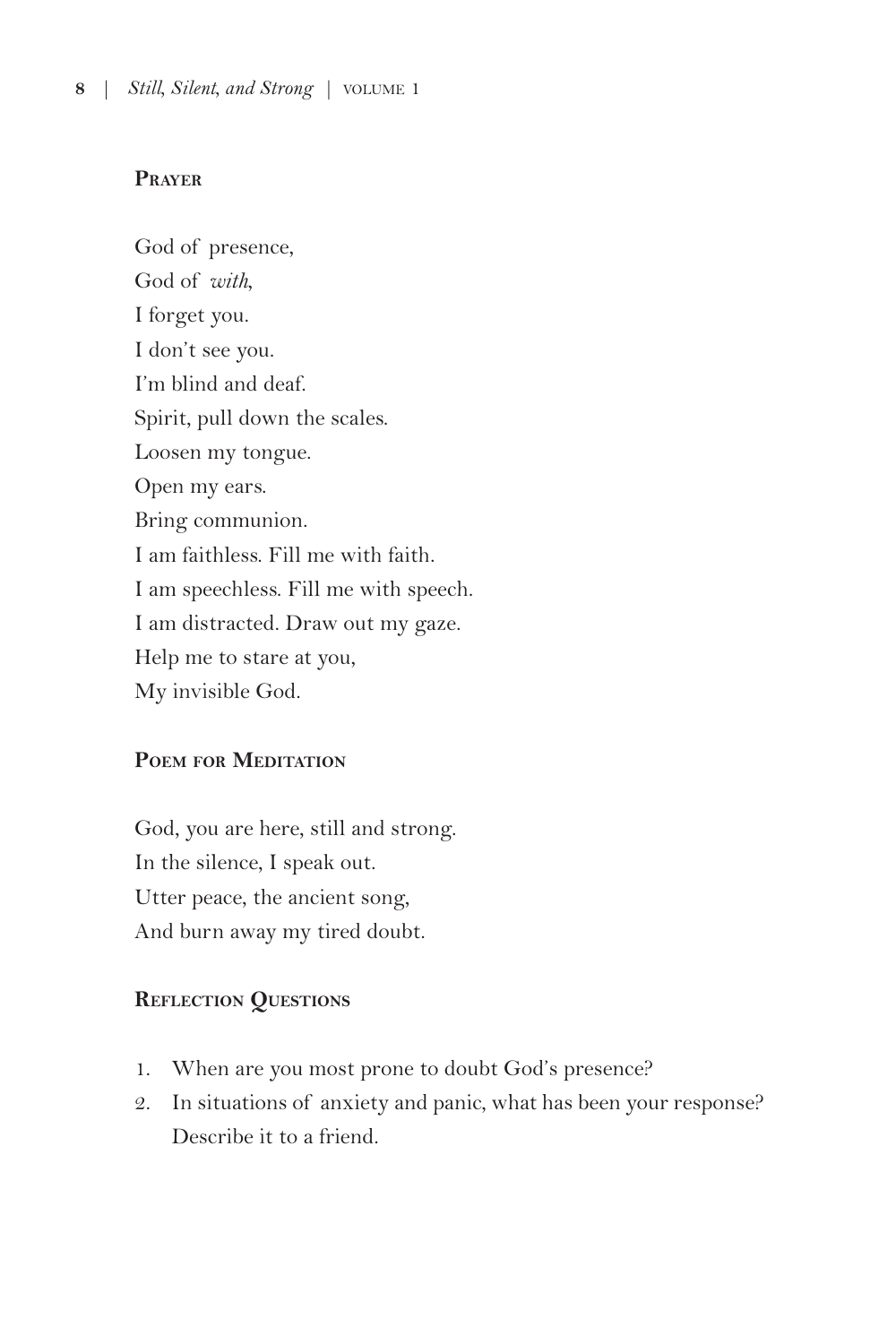### Prayer

God of presence,  
God of *with*,  
I forget you.  
I don't see you.  
I'm blind and deaf.  
Spirit, pull down the scales.  
Loosen my tongue.  
Open my ears.  
Bring communion.  
I am faithless. Fill me with faith.  
I am speechless. Fill me with speech.  
I am distracted. Draw out my gaze.  
Help me to stare at you,  
My invisible God.

### Poem for Meditation

God, you are here, still and strong.  
In the silence, I speak out.  
Utter peace, the ancient song,  
And burn away my tired doubt.

### Reflection Questions

1. When are you most prone to doubt God's presence?
2. In situations of anxiety and panic, what has been your response? Describe it to a friend.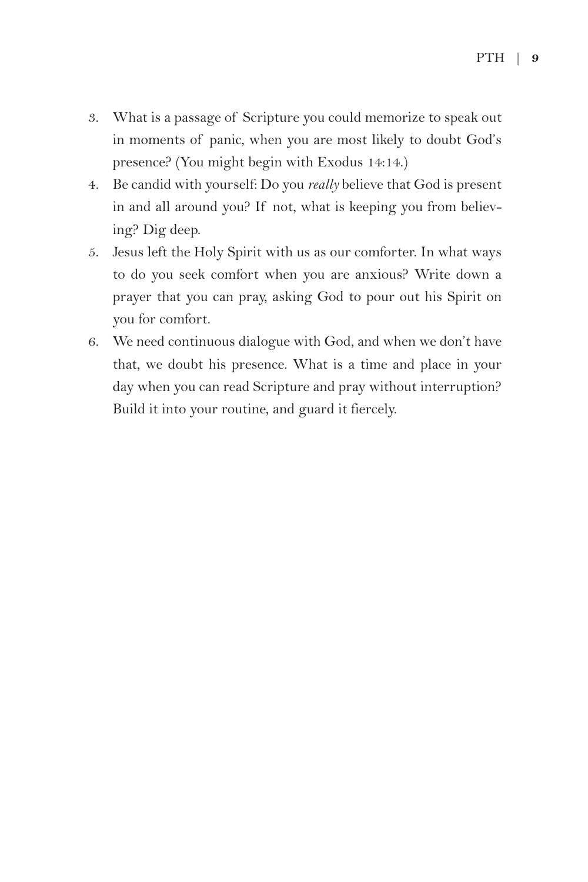3. What is a passage of Scripture you could memorize to speak out in moments of panic, when you are most likely to doubt God's presence? (You might begin with Exodus 14:14.)
4. Be candid with yourself: Do you *really* believe that God is present in and all around you? If not, what is keeping you from believing? Dig deep.
5. Jesus left the Holy Spirit with us as our comforter. In what ways to do you seek comfort when you are anxious? Write down a prayer that you can pray, asking God to pour out his Spirit on you for comfort.
6. We need continuous dialogue with God, and when we don't have that, we doubt his presence. What is a time and place in your day when you can read Scripture and pray without interruption? Build it into your routine, and guard it fiercely.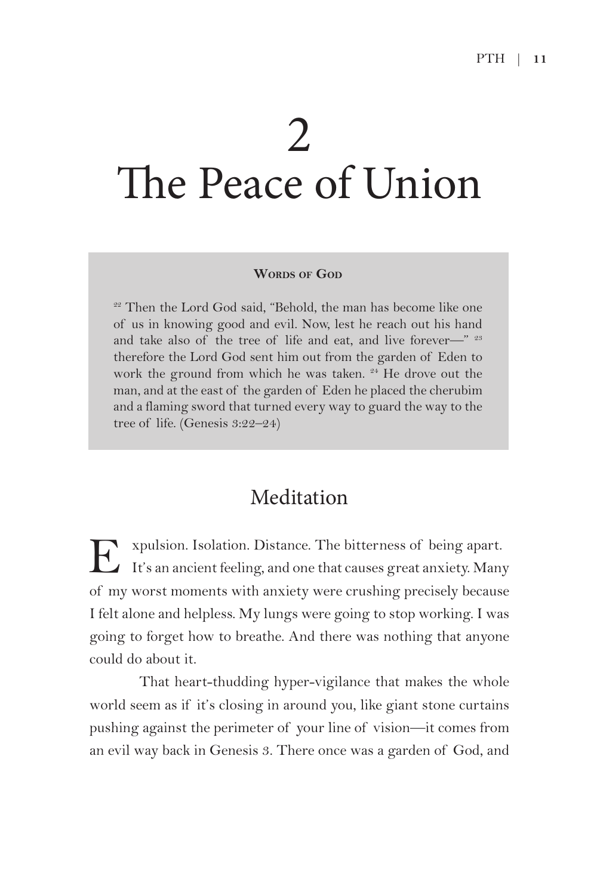# 2
# The Peace of Union

**Words of God**

[22] Then the Lord God said, "Behold, the man has become like one of us in knowing good and evil. Now, lest he reach out his hand and take also of the tree of life and eat, and live forever—" [23] therefore the Lord God sent him out from the garden of Eden to work the ground from which he was taken. [24] He drove out the man, and at the east of the garden of Eden he placed the cherubim and a flaming sword that turned every way to guard the way to the tree of life. (Genesis 3:22–24)

## Meditation

Expulsion. Isolation. Distance. The bitterness of being apart. It's an ancient feeling, and one that causes great anxiety. Many of my worst moments with anxiety were crushing precisely because I felt alone and helpless. My lungs were going to stop working. I was going to forget how to breathe. And there was nothing that anyone could do about it.

That heart-thudding hyper-vigilance that makes the whole world seem as if it's closing in around you, like giant stone curtains pushing against the perimeter of your line of vision—it comes from an evil way back in Genesis 3. There once was a garden of God, and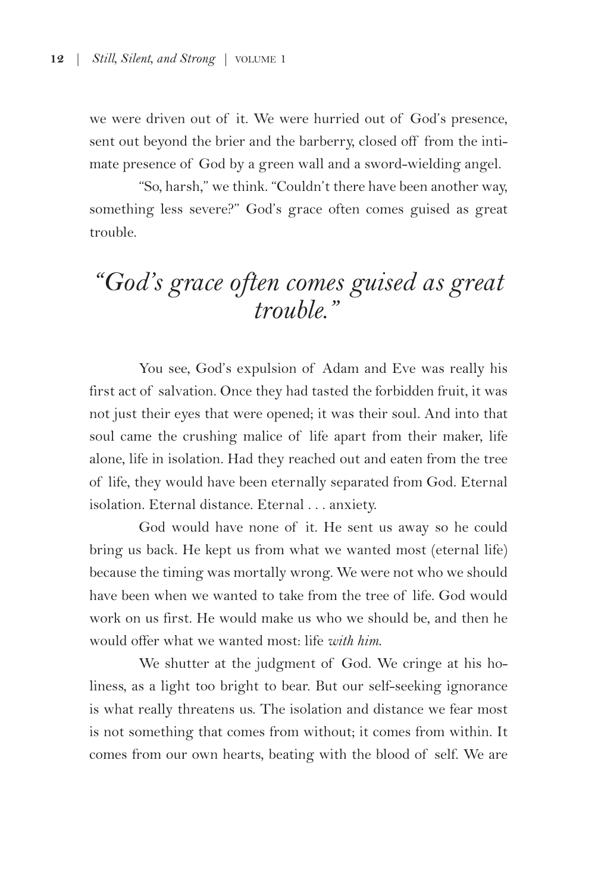we were driven out of it. We were hurried out of God's presence, sent out beyond the brier and the barberry, closed off from the intimate presence of God by a green wall and a sword-wielding angel.

"So, harsh," we think. "Couldn't there have been another way, something less severe?" God's grace often comes guised as great trouble.

> *"God's grace often comes guised as great trouble."*

You see, God's expulsion of Adam and Eve was really his first act of salvation. Once they had tasted the forbidden fruit, it was not just their eyes that were opened; it was their soul. And into that soul came the crushing malice of life apart from their maker, life alone, life in isolation. Had they reached out and eaten from the tree of life, they would have been eternally separated from God. Eternal isolation. Eternal distance. Eternal . . . anxiety.

God would have none of it. He sent us away so he could bring us back. He kept us from what we wanted most (eternal life) because the timing was mortally wrong. We were not who we should have been when we wanted to take from the tree of life. God would work on us first. He would make us who we should be, and then he would offer what we wanted most: life *with him.*

We shutter at the judgment of God. We cringe at his holiness, as a light too bright to bear. But our self-seeking ignorance is what really threatens us. The isolation and distance we fear most is not something that comes from without; it comes from within. It comes from our own hearts, beating with the blood of self. We are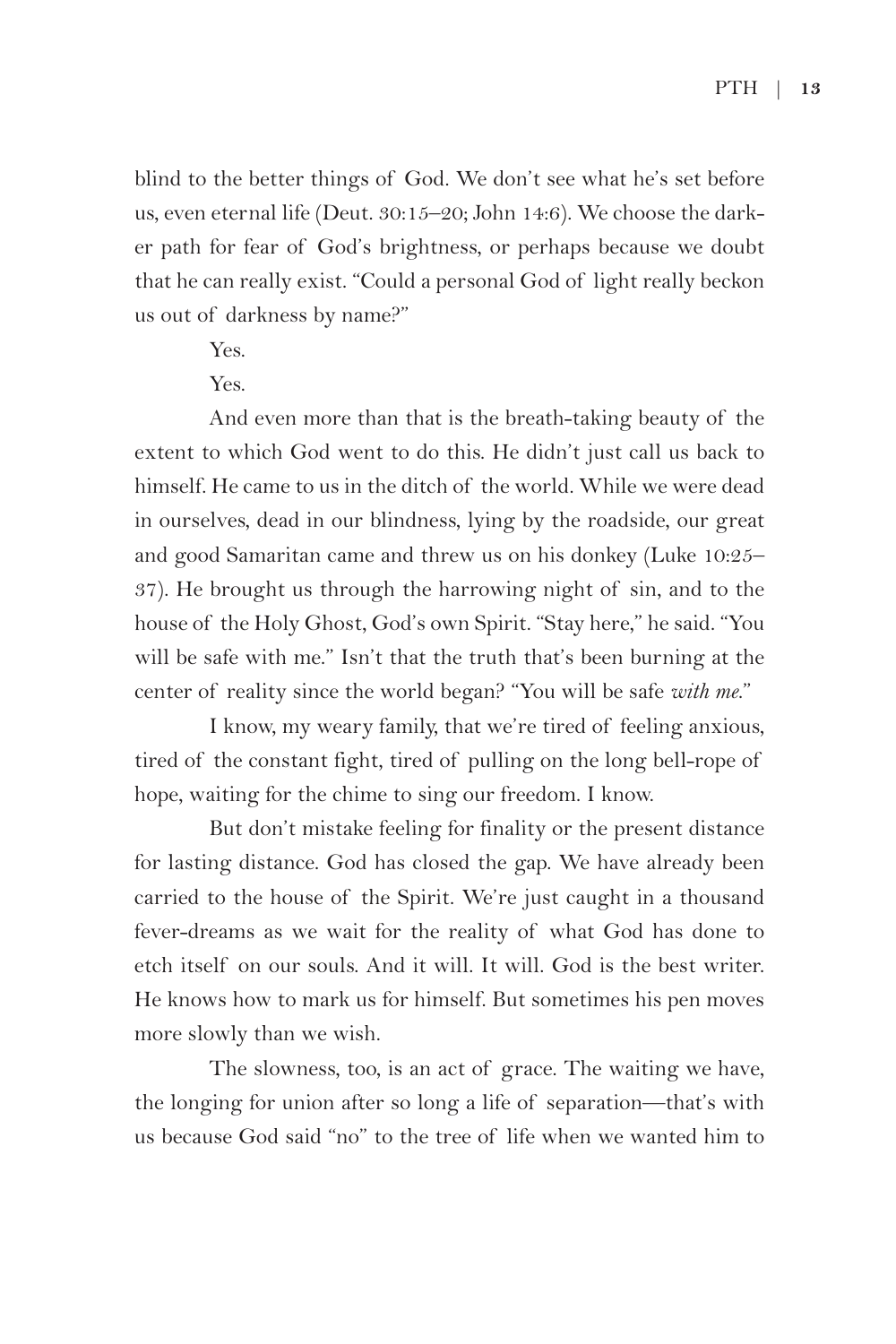blind to the better things of God. We don't see what he's set before us, even eternal life (Deut. 30:15–20; John 14:6). We choose the darker path for fear of God's brightness, or perhaps because we doubt that he can really exist. "Could a personal God of light really beckon us out of darkness by name?"

Yes.

Yes.

And even more than that is the breath-taking beauty of the extent to which God went to do this. He didn't just call us back to himself. He came to us in the ditch of the world. While we were dead in ourselves, dead in our blindness, lying by the roadside, our great and good Samaritan came and threw us on his donkey (Luke 10:25–37). He brought us through the harrowing night of sin, and to the house of the Holy Ghost, God's own Spirit. "Stay here," he said. "You will be safe with me." Isn't that the truth that's been burning at the center of reality since the world began? "You will be safe *with me*."

I know, my weary family, that we're tired of feeling anxious, tired of the constant fight, tired of pulling on the long bell-rope of hope, waiting for the chime to sing our freedom. I know.

But don't mistake feeling for finality or the present distance for lasting distance. God has closed the gap. We have already been carried to the house of the Spirit. We're just caught in a thousand fever-dreams as we wait for the reality of what God has done to etch itself on our souls. And it will. It will. God is the best writer. He knows how to mark us for himself. But sometimes his pen moves more slowly than we wish.

The slowness, too, is an act of grace. The waiting we have, the longing for union after so long a life of separation—that's with us because God said "no" to the tree of life when we wanted him to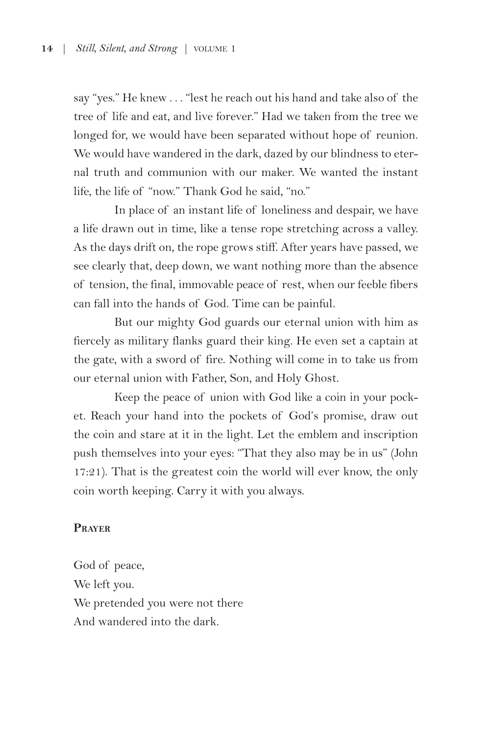say "yes." He knew . . . "lest he reach out his hand and take also of the tree of life and eat, and live forever." Had we taken from the tree we longed for, we would have been separated without hope of reunion. We would have wandered in the dark, dazed by our blindness to eternal truth and communion with our maker. We wanted the instant life, the life of "now." Thank God he said, "no."

In place of an instant life of loneliness and despair, we have a life drawn out in time, like a tense rope stretching across a valley. As the days drift on, the rope grows stiff. After years have passed, we see clearly that, deep down, we want nothing more than the absence of tension, the final, immovable peace of rest, when our feeble fibers can fall into the hands of God. Time can be painful.

But our mighty God guards our eternal union with him as fiercely as military flanks guard their king. He even set a captain at the gate, with a sword of fire. Nothing will come in to take us from our eternal union with Father, Son, and Holy Ghost.

Keep the peace of union with God like a coin in your pocket. Reach your hand into the pockets of God's promise, draw out the coin and stare at it in the light. Let the emblem and inscription push themselves into your eyes: "That they also may be in us" (John 17:21). That is the greatest coin the world will ever know, the only coin worth keeping. Carry it with you always.

**Prayer**

God of peace,  
We left you.  
We pretended you were not there  
And wandered into the dark.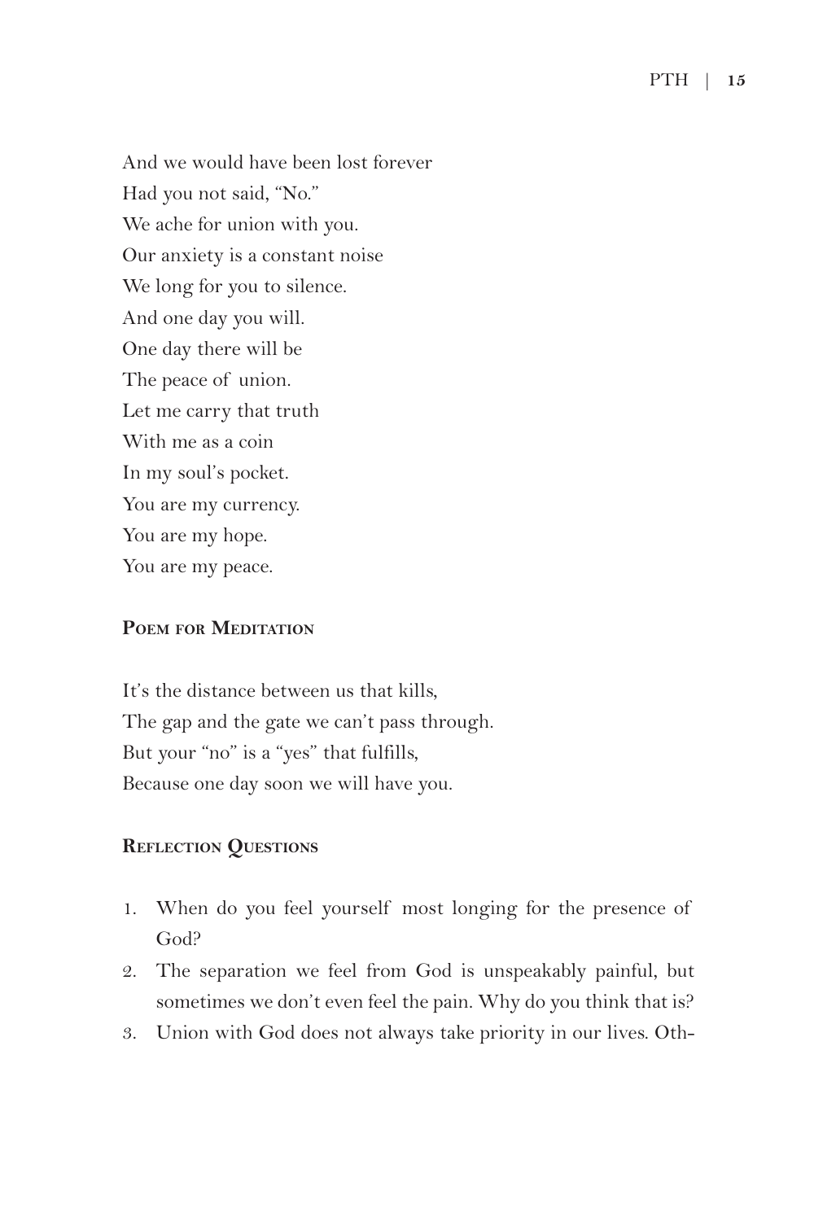And we would have been lost forever  
Had you not said, "No."  
We ache for union with you.  
Our anxiety is a constant noise  
We long for you to silence.  
And one day you will.  
One day there will be  
The peace of union.  
Let me carry that truth  
With me as a coin  
In my soul's pocket.  
You are my currency.  
You are my hope.  
You are my peace.

### Poem for Meditation

It's the distance between us that kills,  
The gap and the gate we can't pass through.  
But your "no" is a "yes" that fulfills,  
Because one day soon we will have you.

### Reflection Questions

1. When do you feel yourself most longing for the presence of God?
2. The separation we feel from God is unspeakably painful, but sometimes we don't even feel the pain. Why do you think that is?
3. Union with God does not always take priority in our lives. Oth-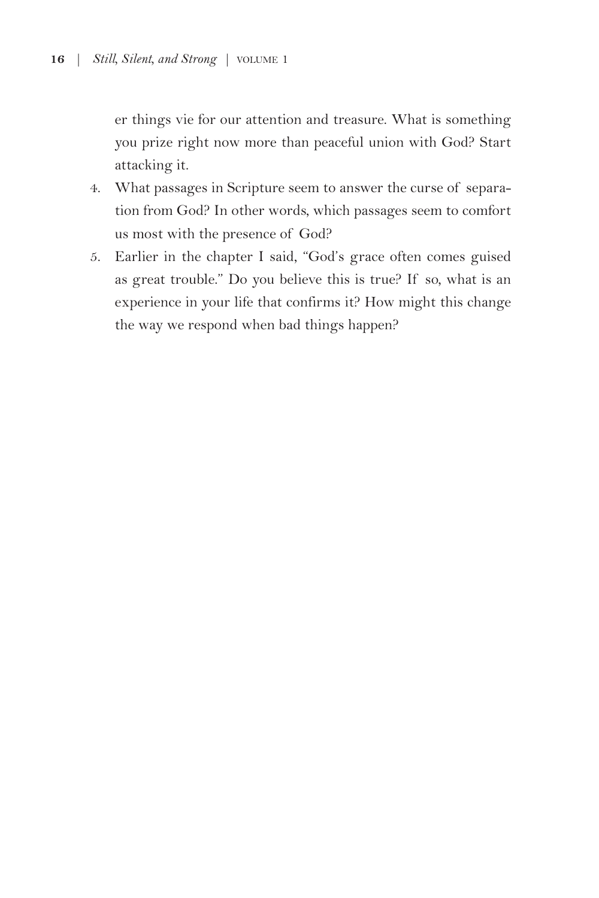er things vie for our attention and treasure. What is something you prize right now more than peaceful union with God? Start attacking it.

4. What passages in Scripture seem to answer the curse of separation from God? In other words, which passages seem to comfort us most with the presence of God?
5. Earlier in the chapter I said, "God's grace often comes guised as great trouble." Do you believe this is true? If so, what is an experience in your life that confirms it? How might this change the way we respond when bad things happen?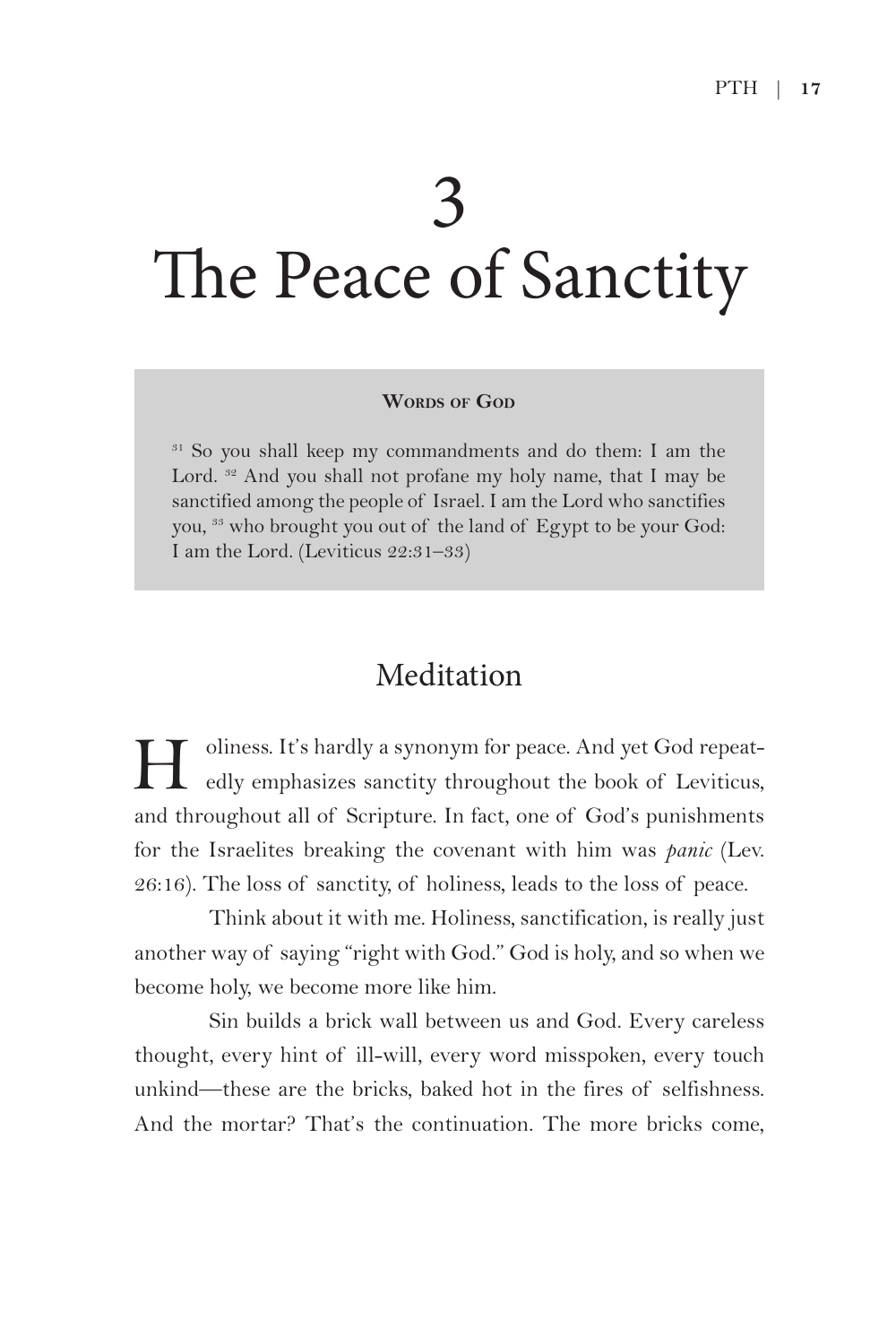# 3
# The Peace of Sanctity

**Words of God**

[31] So you shall keep my commandments and do them: I am the Lord. [32] And you shall not profane my holy name, that I may be sanctified among the people of Israel. I am the Lord who sanctifies you, [33] who brought you out of the land of Egypt to be your God: I am the Lord. (Leviticus 22:31–33)

## Meditation

Holiness. It's hardly a synonym for peace. And yet God repeatedly emphasizes sanctity throughout the book of Leviticus, and throughout all of Scripture. In fact, one of God's punishments for the Israelites breaking the covenant with him was *panic* (Lev. 26:16). The loss of sanctity, of holiness, leads to the loss of peace.

Think about it with me. Holiness, sanctification, is really just another way of saying "right with God." God is holy, and so when we become holy, we become more like him.

Sin builds a brick wall between us and God. Every careless thought, every hint of ill-will, every word misspoken, every touch unkind—these are the bricks, baked hot in the fires of selfishness. And the mortar? That's the continuation. The more bricks come,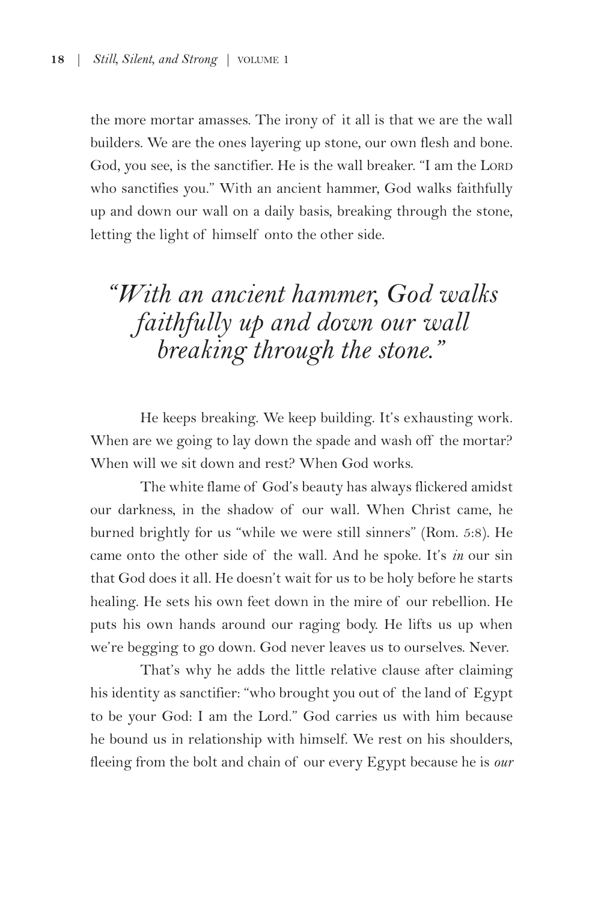the more mortar amasses. The irony of it all is that we are the wall builders. We are the ones layering up stone, our own flesh and bone. God, you see, is the sanctifier. He is the wall breaker. "I am the Lord who sanctifies you." With an ancient hammer, God walks faithfully up and down our wall on a daily basis, breaking through the stone, letting the light of himself onto the other side.

> *"With an ancient hammer, God walks faithfully up and down our wall breaking through the stone."*

He keeps breaking. We keep building. It's exhausting work. When are we going to lay down the spade and wash off the mortar? When will we sit down and rest? When God works.

The white flame of God's beauty has always flickered amidst our darkness, in the shadow of our wall. When Christ came, he burned brightly for us "while we were still sinners" (Rom. 5:8). He came onto the other side of the wall. And he spoke. It's *in* our sin that God does it all. He doesn't wait for us to be holy before he starts healing. He sets his own feet down in the mire of our rebellion. He puts his own hands around our raging body. He lifts us up when we're begging to go down. God never leaves us to ourselves. Never.

That's why he adds the little relative clause after claiming his identity as sanctifier: "who brought you out of the land of Egypt to be your God: I am the Lord." God carries us with him because he bound us in relationship with himself. We rest on his shoulders, fleeing from the bolt and chain of our every Egypt because he is *our*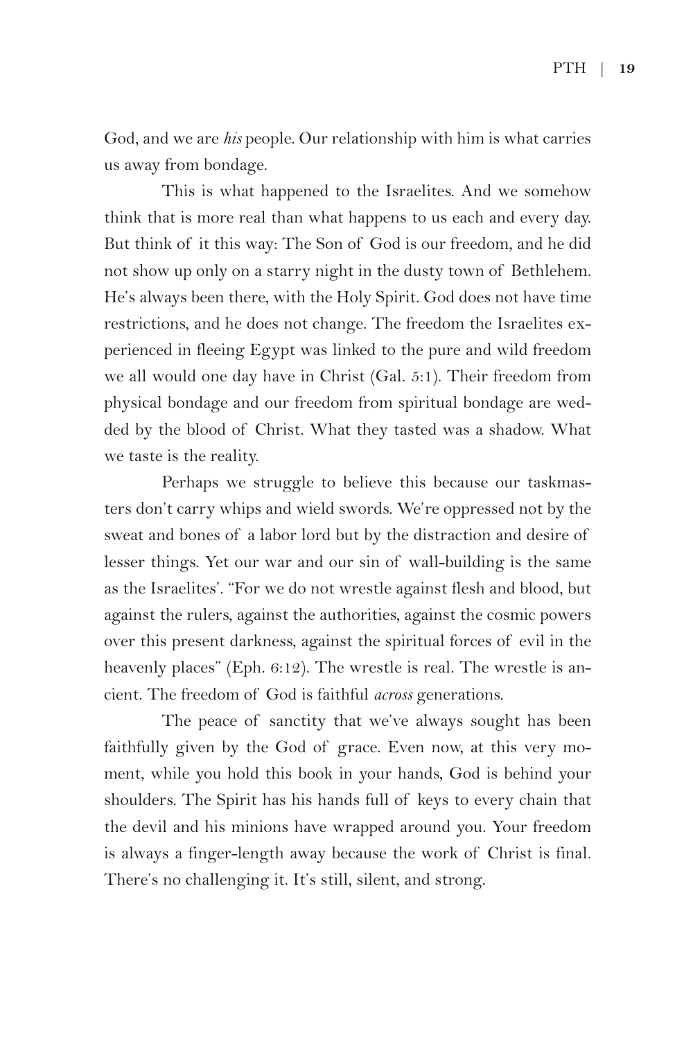God, and we are *his* people. Our relationship with him is what carries us away from bondage.

This is what happened to the Israelites. And we somehow think that is more real than what happens to us each and every day. But think of it this way: The Son of God is our freedom, and he did not show up only on a starry night in the dusty town of Bethlehem. He's always been there, with the Holy Spirit. God does not have time restrictions, and he does not change. The freedom the Israelites experienced in fleeing Egypt was linked to the pure and wild freedom we all would one day have in Christ (Gal. 5:1). Their freedom from physical bondage and our freedom from spiritual bondage are wedded by the blood of Christ. What they tasted was a shadow. What we taste is the reality.

Perhaps we struggle to believe this because our taskmasters don't carry whips and wield swords. We're oppressed not by the sweat and bones of a labor lord but by the distraction and desire of lesser things. Yet our war and our sin of wall-building is the same as the Israelites'. "For we do not wrestle against flesh and blood, but against the rulers, against the authorities, against the cosmic powers over this present darkness, against the spiritual forces of evil in the heavenly places" (Eph. 6:12). The wrestle is real. The wrestle is ancient. The freedom of God is faithful *across* generations.

The peace of sanctity that we've always sought has been faithfully given by the God of grace. Even now, at this very moment, while you hold this book in your hands, God is behind your shoulders. The Spirit has his hands full of keys to every chain that the devil and his minions have wrapped around you. Your freedom is always a finger-length away because the work of Christ is final. There's no challenging it. It's still, silent, and strong.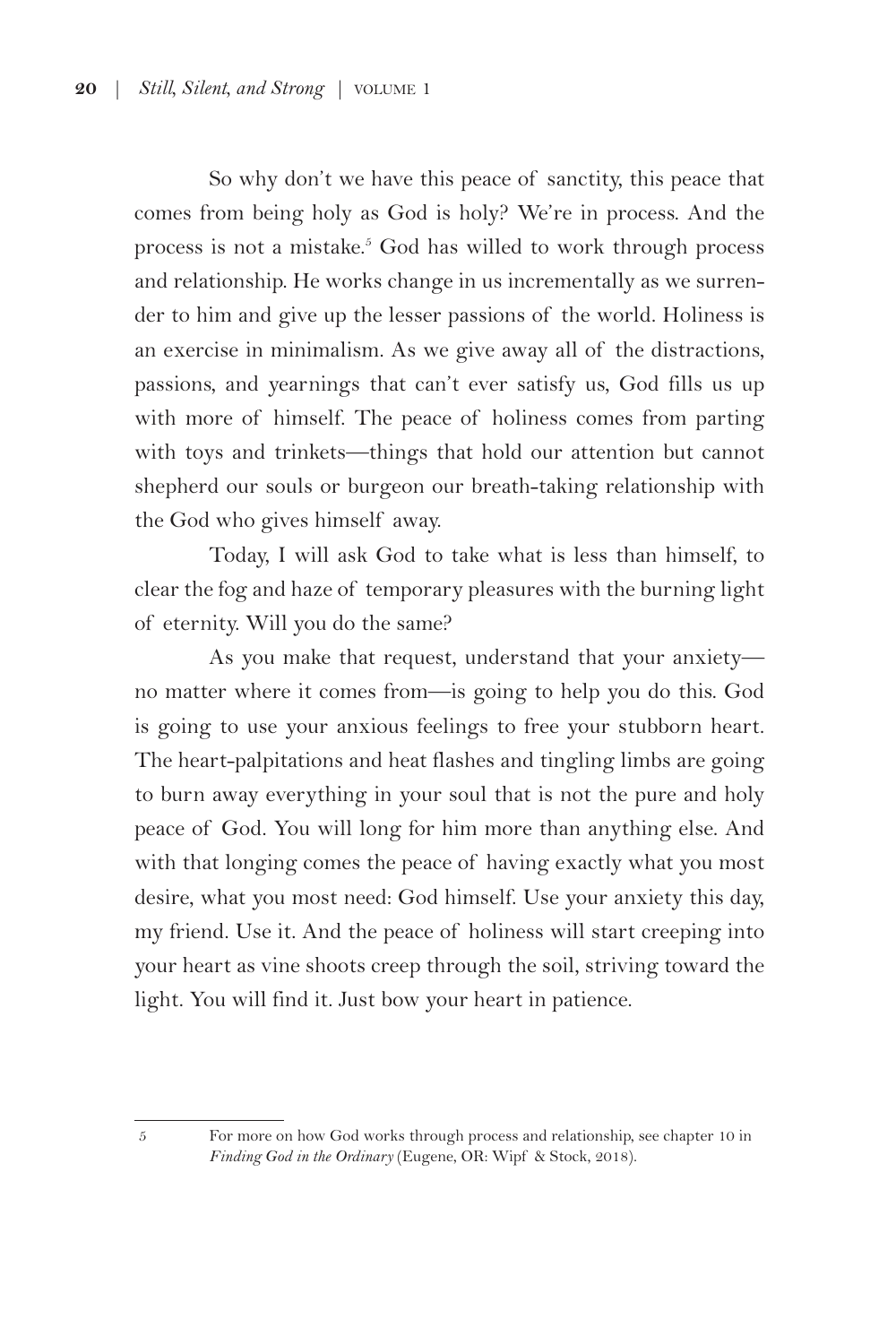So why don't we have this peace of sanctity, this peace that comes from being holy as God is holy? We're in process. And the process is not a mistake.[5] God has willed to work through process and relationship. He works change in us incrementally as we surrender to him and give up the lesser passions of the world. Holiness is an exercise in minimalism. As we give away all of the distractions, passions, and yearnings that can't ever satisfy us, God fills us up with more of himself. The peace of holiness comes from parting with toys and trinkets—things that hold our attention but cannot shepherd our souls or burgeon our breath-taking relationship with the God who gives himself away.

Today, I will ask God to take what is less than himself, to clear the fog and haze of temporary pleasures with the burning light of eternity. Will you do the same?

As you make that request, understand that your anxiety—no matter where it comes from—is going to help you do this. God is going to use your anxious feelings to free your stubborn heart. The heart-palpitations and heat flashes and tingling limbs are going to burn away everything in your soul that is not the pure and holy peace of God. You will long for him more than anything else. And with that longing comes the peace of having exactly what you most desire, what you most need: God himself. Use your anxiety this day, my friend. Use it. And the peace of holiness will start creeping into your heart as vine shoots creep through the soil, striving toward the light. You will find it. Just bow your heart in patience.

---

5 For more on how God works through process and relationship, see chapter 10 in *Finding God in the Ordinary* (Eugene, OR: Wipf & Stock, 2018).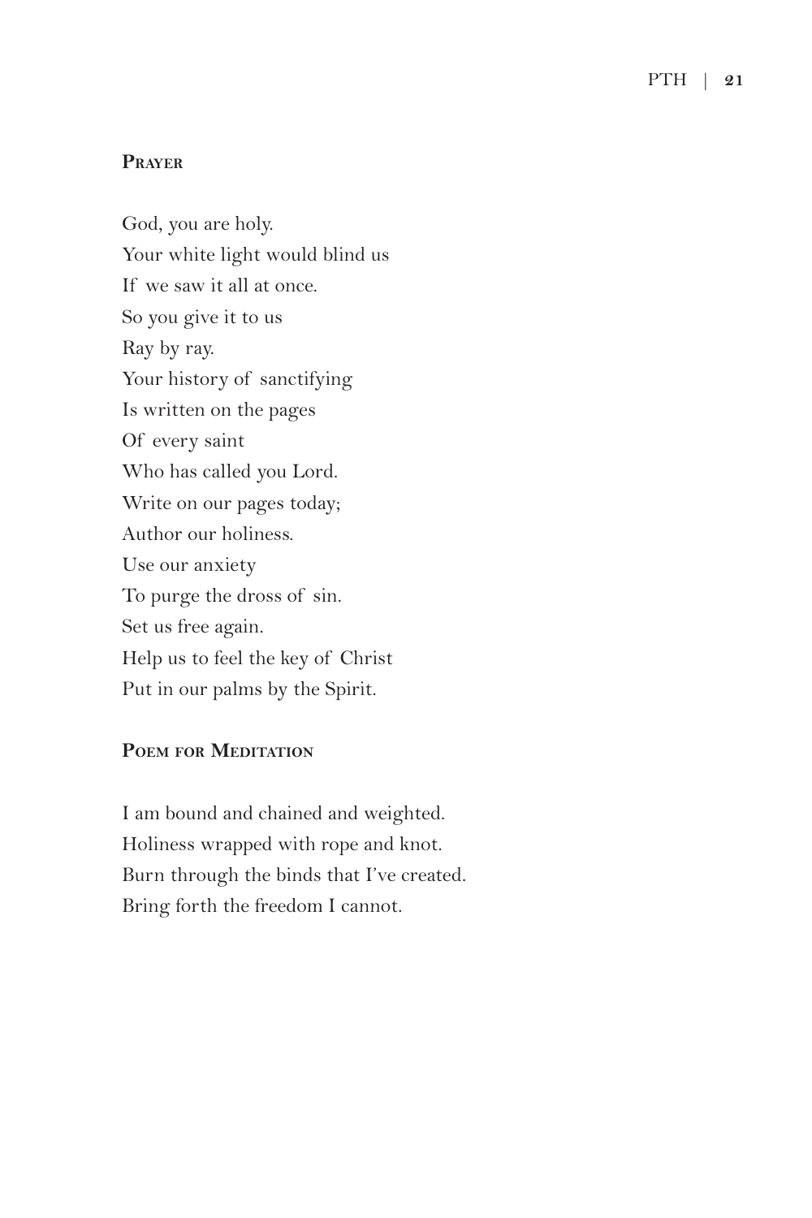### Prayer

God, you are holy.  
Your white light would blind us  
If we saw it all at once.  
So you give it to us  
Ray by ray.  
Your history of sanctifying  
Is written on the pages  
Of every saint  
Who has called you Lord.  
Write on our pages today;  
Author our holiness.  
Use our anxiety  
To purge the dross of sin.  
Set us free again.  
Help us to feel the key of Christ  
Put in our palms by the Spirit.

### Poem for Meditation

I am bound and chained and weighted.  
Holiness wrapped with rope and knot.  
Burn through the binds that I've created.  
Bring forth the freedom I cannot.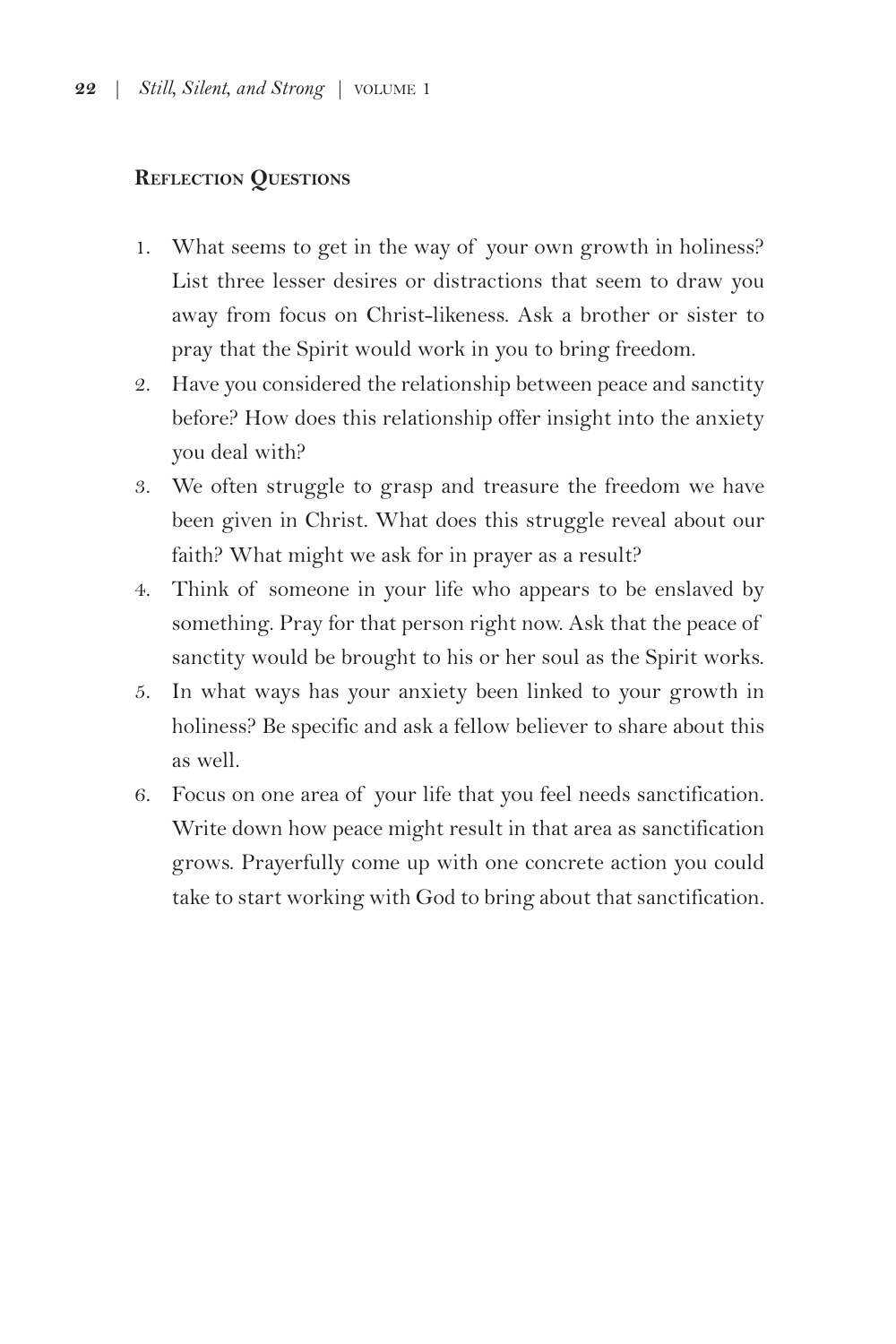## Reflection Questions

1. What seems to get in the way of your own growth in holiness? List three lesser desires or distractions that seem to draw you away from focus on Christ-likeness. Ask a brother or sister to pray that the Spirit would work in you to bring freedom.
2. Have you considered the relationship between peace and sanctity before? How does this relationship offer insight into the anxiety you deal with?
3. We often struggle to grasp and treasure the freedom we have been given in Christ. What does this struggle reveal about our faith? What might we ask for in prayer as a result?
4. Think of someone in your life who appears to be enslaved by something. Pray for that person right now. Ask that the peace of sanctity would be brought to his or her soul as the Spirit works.
5. In what ways has your anxiety been linked to your growth in holiness? Be specific and ask a fellow believer to share about this as well.
6. Focus on one area of your life that you feel needs sanctification. Write down how peace might result in that area as sanctification grows. Prayerfully come up with one concrete action you could take to start working with God to bring about that sanctification.